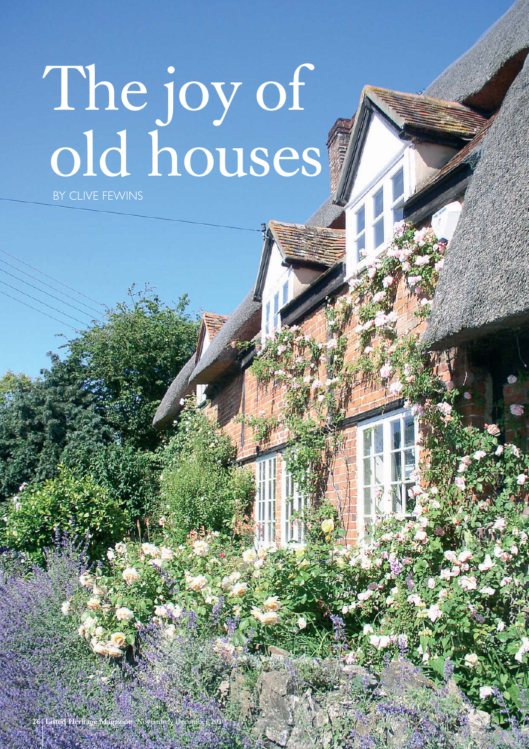# The joy of old houses

BY CLIVE FEWINS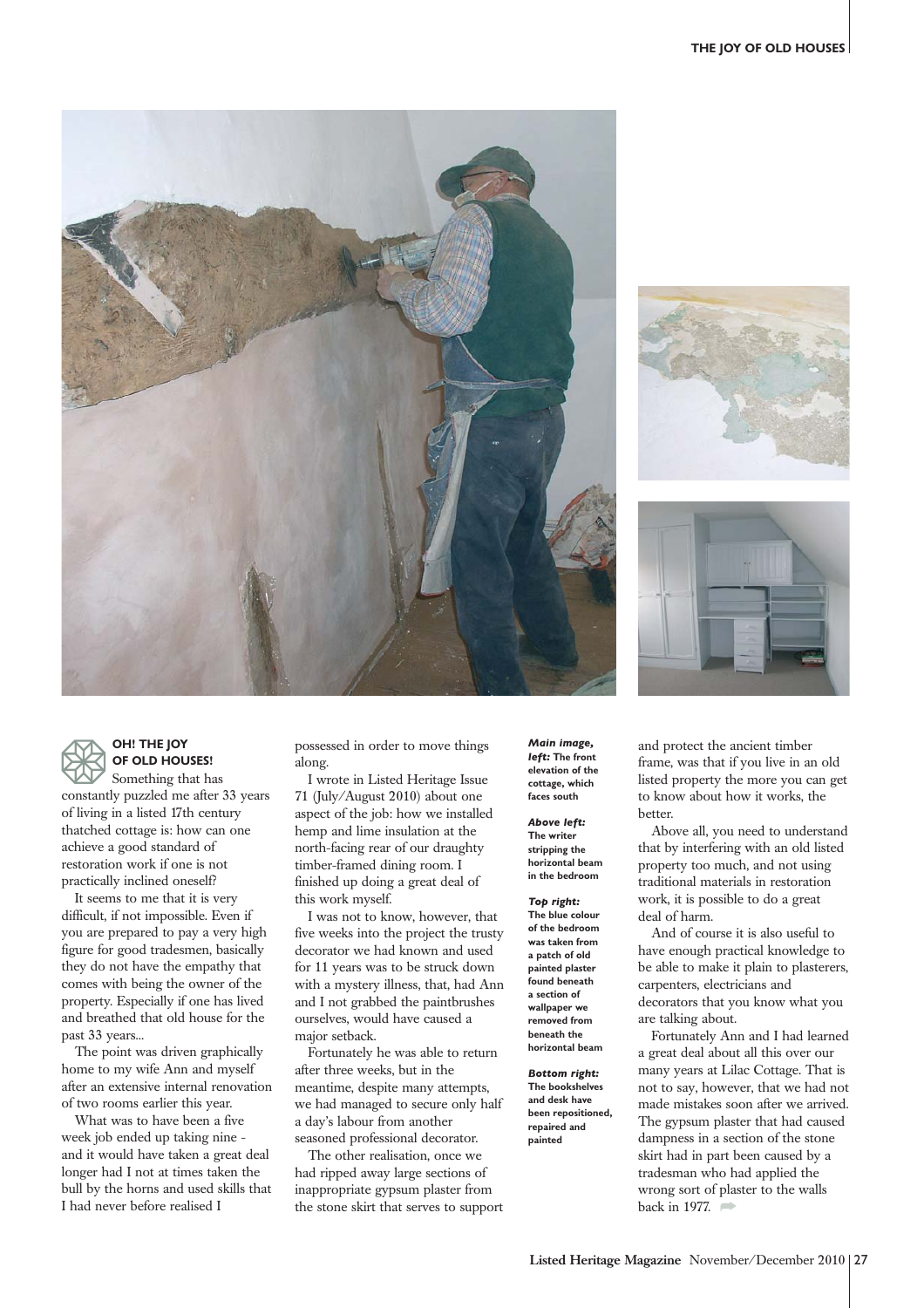## OH! THE JOY OF OLD HOUSES!

Something that has constantly puzzled me after 33 years of living in a listed 17th century thatched cottage is: how can one achieve a good standard of restoration work if one is not practically inclined oneself?

It seems to me that it is very difficult, if not impossible. Even if you are prepared to pay a very high figure for good tradesmen, basically they do not have the empathy that comes with being the owner of the property. Especially if one has lived and breathed that old house for the past 33 years...

The point was driven graphically home to my wife Ann and myself after an extensive internal renovation of two rooms earlier this year.

What was to have been a five week job ended up taking nine - and it would have taken a great deal longer had I not at times taken the bull by the horns and used skills that I had never before realised I possessed in order to move things along.

I wrote in Listed Heritage Issue 71 (July/August 2010) about one aspect of the job: how we installed hemp and lime insulation at the north-facing rear of our draughty timber-framed dining room. I finished up doing a great deal of this work myself.

I was not to know, however, that five weeks into the project the trusty decorator we had known and used for 11 years was to be struck down with a mystery illness, that, had Ann and I not grabbed the paintbrushes ourselves, would have caused a major setback.

Fortunately he was able to return after three weeks, but in the meantime, despite many attempts, we had managed to secure only half a day's labour from another seasoned professional decorator.

The other realisation, once we had ripped away large sections of inappropriate gypsum plaster from the stone skirt that serves to support and protect the ancient timber frame, was that if you live in an old listed property the more you can get to know about how it works, the better.

Above all, you need to understand that by interfering with an old listed property too much, and not using traditional materials in restoration work, it is possible to do a great deal of harm.

And of course it is also useful to have enough practical knowledge to be able to make it plain to plasterers, carpenters, electricians and decorators that you know what you are talking about.

Fortunately Ann and I had learned a great deal about all this over our many years at Lilac Cottage. That is not to say, however, that we had not made mistakes soon after we arrived. The gypsum plaster that had caused dampness in a section of the stone skirt had in part been caused by a tradesman who had applied the wrong sort of plaster to the walls back in 1977.

***Main image, left:*** **The front elevation of the cottage, which faces south**

***Above left:*** **The writer stripping the horizontal beam in the bedroom**

***Top right:*** **The blue colour of the bedroom was taken from a patch of old painted plaster found beneath a section of wallpaper we removed from beneath the horizontal beam**

***Bottom right:*** **The bookshelves and desk have been repositioned, repaired and painted**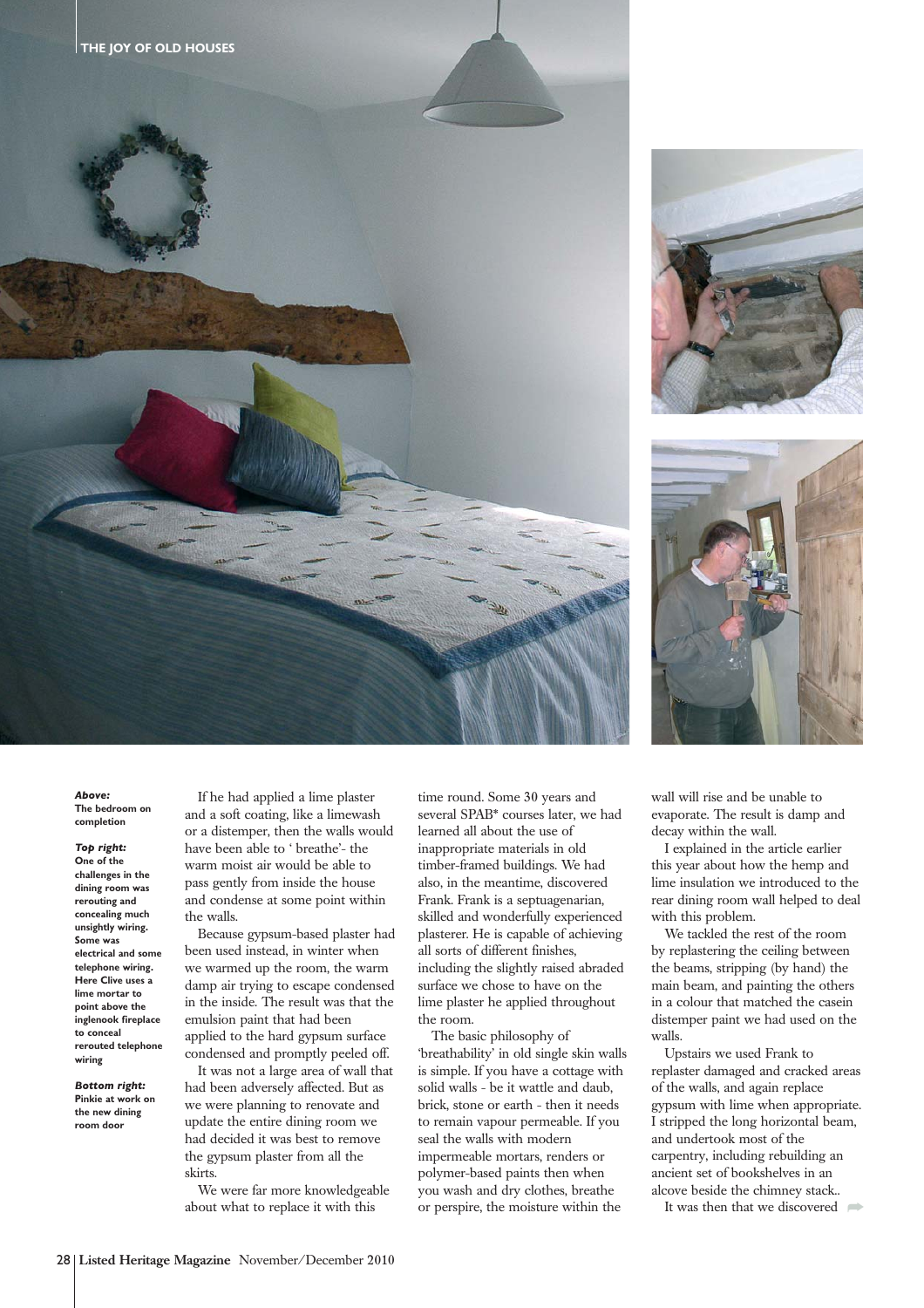***Above:***
**The bedroom on completion**

***Top right:***
**One of the challenges in the dining room was rerouting and concealing much unsightly wiring. Some was electrical and some telephone wiring. Here Clive uses a lime mortar to point above the inglenook fireplace to conceal rerouted telephone wiring**

***Bottom right:***
**Pinkie at work on the new dining room door**

If he had applied a lime plaster and a soft coating, like a limewash or a distemper, then the walls would have been able to ' breathe'- the warm moist air would be able to pass gently from inside the house and condense at some point within the walls.

Because gypsum-based plaster had been used instead, in winter when we warmed up the room, the warm damp air trying to escape condensed in the inside. The result was that the emulsion paint that had been applied to the hard gypsum surface condensed and promptly peeled off.

It was not a large area of wall that had been adversely affected. But as we were planning to renovate and update the entire dining room we had decided it was best to remove the gypsum plaster from all the skirts.

We were far more knowledgeable about what to replace it with this time round. Some 30 years and several SPAB* courses later, we had learned all about the use of inappropriate materials in old timber-framed buildings. We had also, in the meantime, discovered Frank. Frank is a septuagenarian, skilled and wonderfully experienced plasterer. He is capable of achieving all sorts of different finishes, including the slightly raised abraded surface we chose to have on the lime plaster he applied throughout the room.

The basic philosophy of 'breathability' in old single skin walls is simple. If you have a cottage with solid walls - be it wattle and daub, brick, stone or earth - then it needs to remain vapour permeable. If you seal the walls with modern impermeable mortars, renders or polymer-based paints then when you wash and dry clothes, breathe or perspire, the moisture within the wall will rise and be unable to evaporate. The result is damp and decay within the wall.

I explained in the article earlier this year about how the hemp and lime insulation we introduced to the rear dining room wall helped to deal with this problem.

We tackled the rest of the room by replastering the ceiling between the beams, stripping (by hand) the main beam, and painting the others in a colour that matched the casein distemper paint we had used on the walls.

Upstairs we used Frank to replaster damaged and cracked areas of the walls, and again replace gypsum with lime when appropriate. I stripped the long horizontal beam, and undertook most of the carpentry, including rebuilding an ancient set of bookshelves in an alcove beside the chimney stack..

It was then that we discovered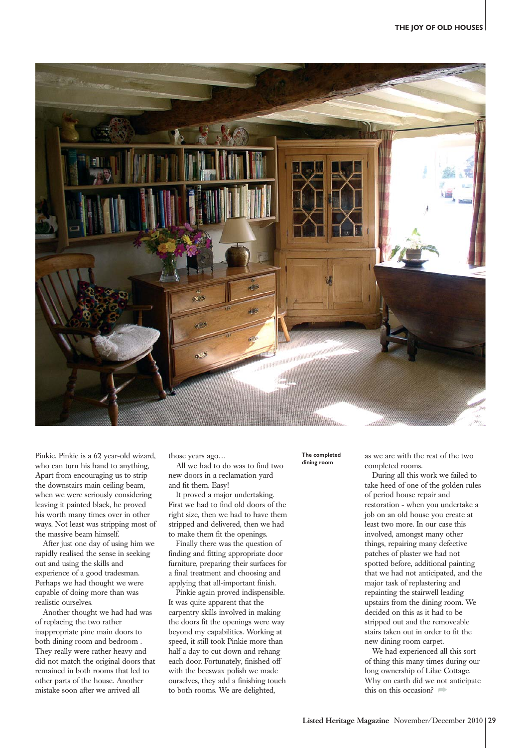Pinkie. Pinkie is a 62 year-old wizard, who can turn his hand to anything, Apart from encouraging us to strip the downstairs main ceiling beam, when we were seriously considering leaving it painted black, he proved his worth many times over in other ways. Not least was stripping most of the massive beam himself.

After just one day of using him we rapidly realised the sense in seeking out and using the skills and experience of a good tradesman. Perhaps we had thought we were capable of doing more than was realistic ourselves.

Another thought we had had was of replacing the two rather inappropriate pine main doors to both dining room and bedroom . They really were rather heavy and did not match the original doors that remained in both rooms that led to other parts of the house. Another mistake soon after we arrived all those years ago…

All we had to do was to find two new doors in a reclamation yard and fit them. Easy!

It proved a major undertaking. First we had to find old doors of the right size, then we had to have them stripped and delivered, then we had to make them fit the openings.

Finally there was the question of finding and fitting appropriate door furniture, preparing their surfaces for a final treatment and choosing and applying that all-important finish.

Pinkie again proved indispensible. It was quite apparent that the carpentry skills involved in making the doors fit the openings were way beyond my capabilities. Working at speed, it still took Pinkie more than half a day to cut down and rehang each door. Fortunately, finished off with the beeswax polish we made ourselves, they add a finishing touch to both rooms. We are delighted, as we are with the rest of the two completed rooms.

During all this work we failed to take heed of one of the golden rules of period house repair and restoration - when you undertake a job on an old house you create at least two more. In our case this involved, amongst many other things, repairing many defective patches of plaster we had not spotted before, additional painting that we had not anticipated, and the major task of replastering and repainting the stairwell leading upstairs from the dining room. We decided on this as it had to be stripped out and the removeable stairs taken out in order to fit the new dining room carpet.

We had experienced all this sort of thing this many times during our long ownership of Lilac Cottage. Why on earth did we not anticipate this on this occasion?

**The completed dining room**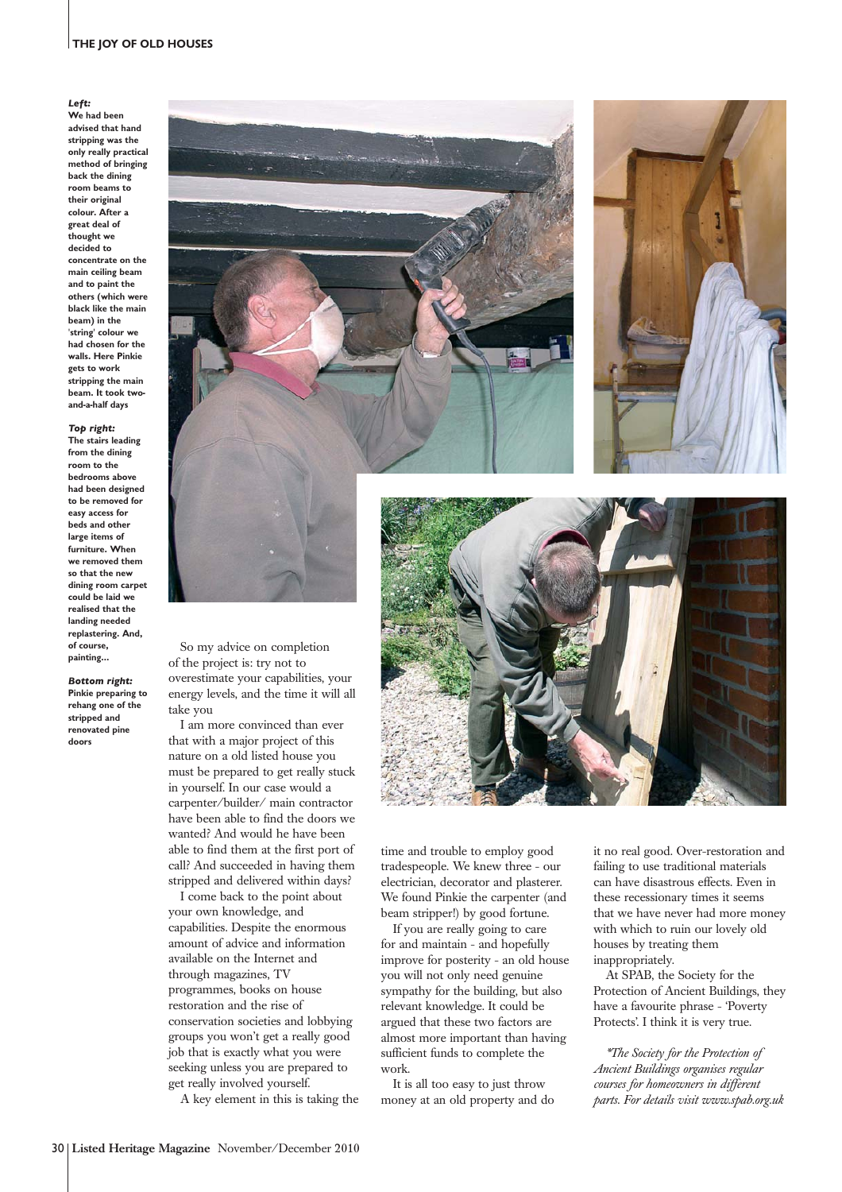***Left:***
**We had been advised that hand stripping was the only really practical method of bringing back the dining room beams to their original colour. After a great deal of thought we decided to concentrate on the main ceiling beam and to paint the others (which were black like the main beam) in the 'string' colour we had chosen for the walls. Here Pinkie gets to work stripping the main beam. It took two-and-a-half days**

***Top right:***
**The stairs leading from the dining room to the bedrooms above had been designed to be removed for easy access for beds and other large items of furniture. When we removed them so that the new dining room carpet could be laid we realised that the landing needed replastering. And, of course, painting...**

***Bottom right:***
**Pinkie preparing to rehang one of the stripped and renovated pine doors**

So my advice on completion of the project is: try not to overestimate your capabilities, your energy levels, and the time it will all take you

I am more convinced than ever that with a major project of this nature on a old listed house you must be prepared to get really stuck in yourself. In our case would a carpenter/builder/ main contractor have been able to find the doors we wanted? And would he have been able to find them at the first port of call? And succeeded in having them stripped and delivered within days?

I come back to the point about your own knowledge, and capabilities. Despite the enormous amount of advice and information available on the Internet and through magazines, TV programmes, books on house restoration and the rise of conservation societies and lobbying groups you won't get a really good job that is exactly what you were seeking unless you are prepared to get really involved yourself.

A key element in this is taking the time and trouble to employ good tradespeople. We knew three - our electrician, decorator and plasterer. We found Pinkie the carpenter (and beam stripper!) by good fortune.

If you are really going to care for and maintain - and hopefully improve for posterity - an old house you will not only need genuine sympathy for the building, but also relevant knowledge. It could be argued that these two factors are almost more important than having sufficient funds to complete the work.

It is all too easy to just throw money at an old property and do it no real good. Over-restoration and failing to use traditional materials can have disastrous effects. Even in these recessionary times it seems that we have never had more money with which to ruin our lovely old houses by treating them inappropriately.

At SPAB, the Society for the Protection of Ancient Buildings, they have a favourite phrase - 'Poverty Protects'. I think it is very true.

*\*The Society for the Protection of Ancient Buildings organises regular courses for homeowners in different parts. For details visit www.spab.org.uk*